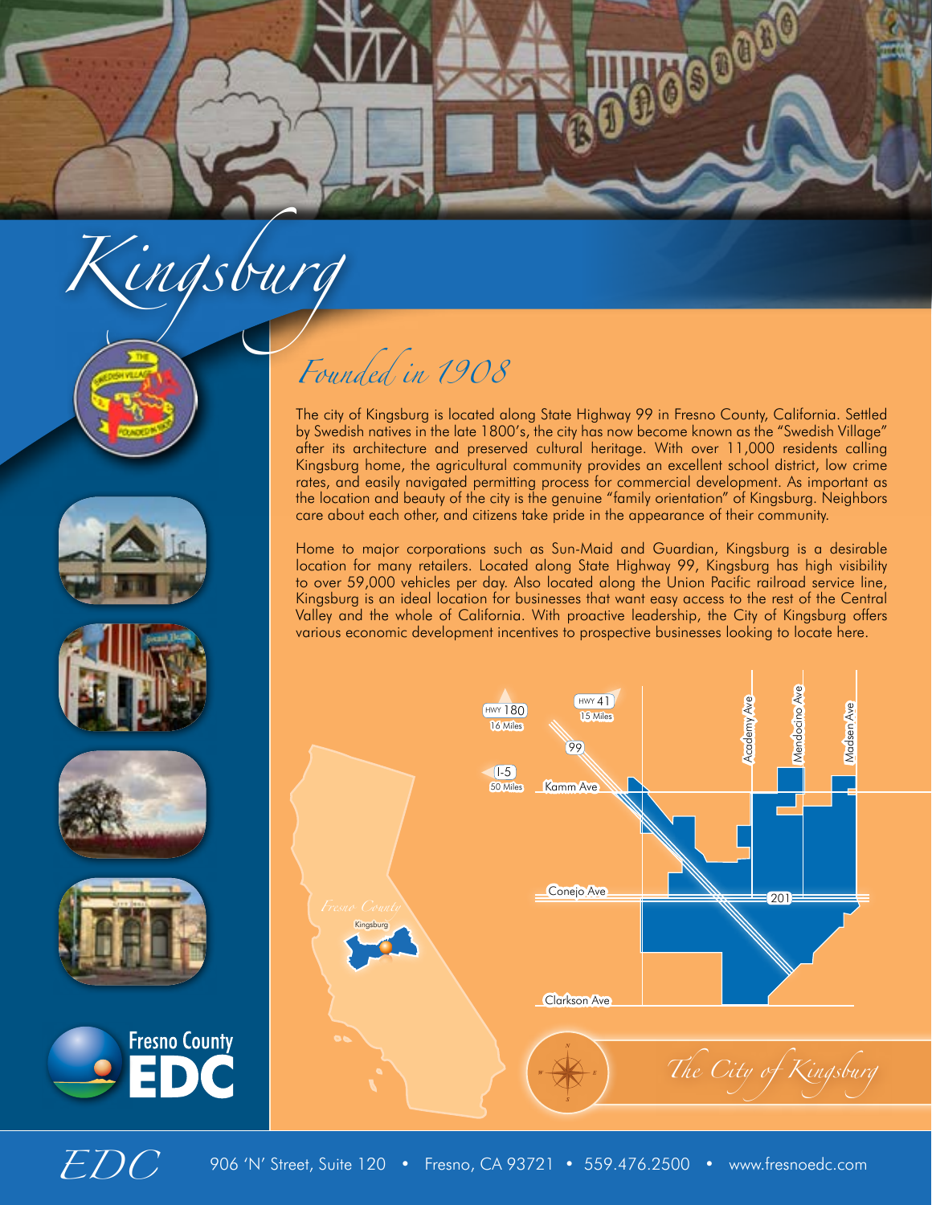# Kingsburg

## Founded in 1908

The city of Kingsburg is located along State Highway 99 in Fresno County, California. Settled by Swedish natives in the late 1800's, the city has now become known as the "Swedish Village" after its architecture and preserved cultural heritage. With over 11,000 residents calling Kingsburg home, the agricultural community provides an excellent school district, low crime rates, and easily navigated permitting process for commercial development. As important as the location and beauty of the city is the genuine "family orientation" of Kingsburg. Neighbors care about each other, and citizens take pride in the appearance of their community.

Home to major corporations such as Sun-Maid and Guardian, Kingsburg is a desirable location for many retailers. Located along State Highway 99, Kingsburg has high visibility to over 59,000 vehicles per day. Also located along the Union Pacific railroad service line, Kingsburg is an ideal location for businesses that want easy access to the rest of the Central Valley and the whole of California. With proactive leadership, the City of Kingsburg offers various economic development incentives to prospective businesses looking to locate here.

HWY 180 16 Miles

HWY 41 15 Miles

I-5 50 Miles

99

Kamm Ave

Conejo Ave

Clarkson Ave

Academy Ave

Mendocino Ave

Madsen Ave

201

Fresno County

Kingsburg

*The City of Kingsburg*

Fresno County EDC

EDC 906 'N' Street, Suite 120 • Fresno, CA 93721 • 559.476.2500 • www.fresnoedc.com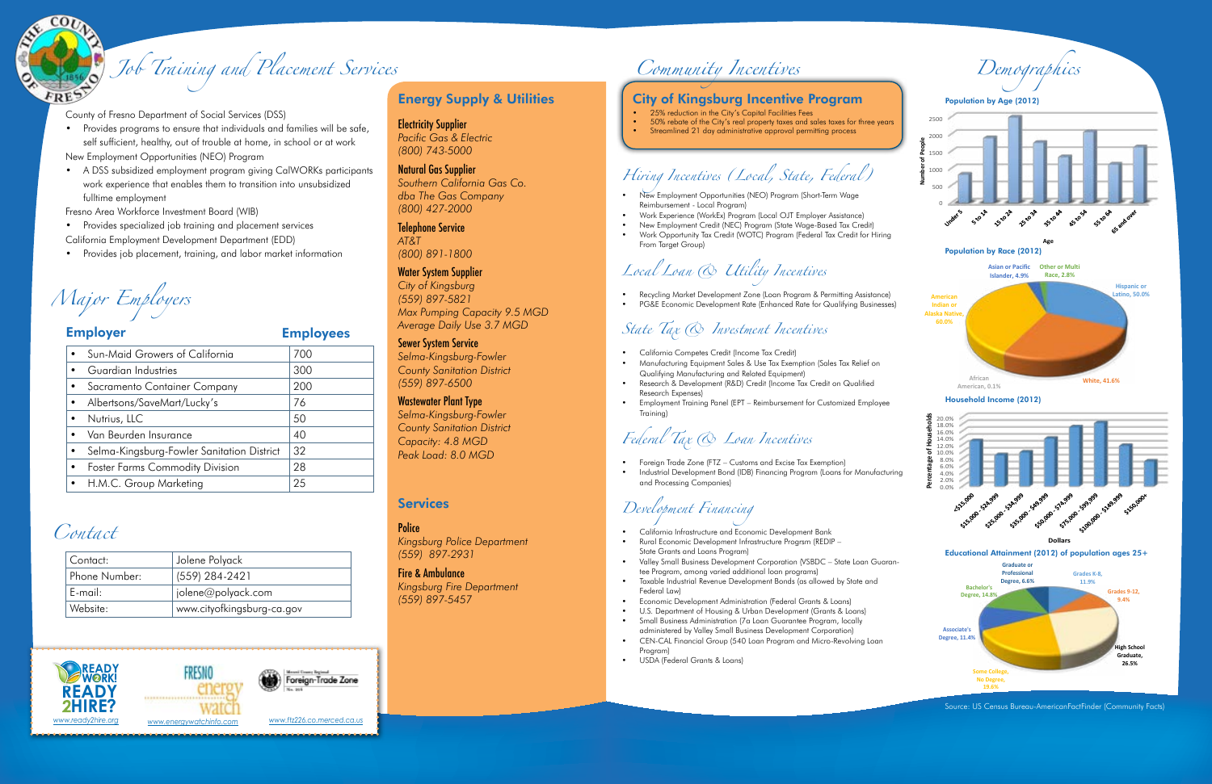# Job Training and Placement Services

County of Fresno Department of Social Services (DSS)

- Provides programs to ensure that individuals and families will be safe, self sufficient, healthy, out of trouble at home, in school or at work

New Employment Opportunities (NEO) Program

- A DSS subsidized employment program giving CalWORKs participants work experience that enables them to transition into unsubsidized fulltime employment

Fresno Area Workforce Investment Board (WIB)

- Provides specialized job training and placement services

California Employment Development Department (EDD)

- Provides job placement, training, and labor market information

# Major Employers

| Employer | Employees |
|---|---|
| Sun-Maid Growers of California | 700 |
| Guardian Industries | 300 |
| Sacramento Container Company | 200 |
| Albertsons/SaveMart/Lucky's | 76 |
| Nutrius, LLC | 50 |
| Van Beurden Insurance | 40 |
| Selma-Kingsburg-Fowler Sanitation District | 32 |
| Foster Farms Commodity Division | 28 |
| H.M.C. Group Marketing | 25 |

# Contact

| Contact: | Jolene Polyack |
|---|---|
| Phone Number: | (559) 284-2421 |
| E-mail: | jolene@polyack.com |
| Website: | www.cityofkingsburg-ca.gov |

www.ready2hire.org www.energywatchinfo.com www.ftz226.co.merced.ca.us

## Energy Supply & Utilities

**Electricity Supplier**
*Pacific Gas & Electric*
*(800) 743-5000*

**Natural Gas Supplier**
*Southern California Gas Co. dba The Gas Company*
*(800) 427-2000*

**Telephone Service**
*AT&T*
*(800) 891-1800*

**Water System Supplier**
*City of Kingsburg*
*(559) 897-5821*
*Max Pumping Capacity 9.5 MGD*
*Average Daily Use 3.7 MGD*

**Sewer System Service**
*Selma-Kingsburg-Fowler County Sanitation District*
*(559) 897-6500*

**Wastewater Plant Type**
*Selma-Kingsburg-Fowler County Sanitation District*
*Capacity: 4.8 MGD*
*Peak Load: 8.0 MGD*

## Services

**Police**
*Kingsburg Police Department*
*(559) 897-2931*

**Fire & Ambulance**
*Kingsburg Fire Department*
*(559) 897-5457*

# Community Incentives

## City of Kingsburg Incentive Program

- 25% reduction in the City's Capital Facilities Fees
- 50% rebate of the City's real property taxes and sales taxes for three years
- Streamlined 21 day administrative approval permitting process

## Hiring Incentives (Local, State, Federal)

- New Employment Opportunities (NEO) Program (Short-Term Wage Reimbursement - Local Program)
- Work Experience (WorkEx) Program (Local OJT Employer Assistance)
- New Employment Credit (NEC) Program (State Wage-Based Tax Credit)
- Work Opportunity Tax Credit (WOTC) Program (Federal Tax Credit for Hiring From Target Group)

## Local Loan & Utility Incentives

- Recycling Market Development Zone (Loan Program & Permitting Assistance)
- PG&E Economic Development Rate (Enhanced Rate for Qualifying Businesses)

## State Tax & Investment Incentives

- California Competes Credit (Income Tax Credit)
- Manufacturing Equipment Sales & Use Tax Exemption (Sales Tax Relief on Qualifying Manufacturing and Related Equipment)
- Research & Development (R&D) Credit (Income Tax Credit on Qualified Research Expenses)
- Employment Training Panel (EPT – Reimbursement for Customized Employee Training)

## Federal Tax & Loan Incentives

- Foreign Trade Zone (FTZ – Customs and Excise Tax Exemption)
- Industrial Development Bond (IDB) Financing Program (Loans for Manufacturing and Processing Companies)

## Development Financing

- California Infrastructure and Economic Development Bank
- Rural Economic Development Infrastructure Program (REDIP – State Grants and Loans Program)
- Valley Small Business Development Corporation (VSBDC – State Loan Guarantee Program, among varied additional loan programs)
- Taxable Industrial Revenue Development Bonds (as allowed by State and Federal Law)
- Economic Development Administration (Federal Grants & Loans)
- U.S. Department of Housing & Urban Development (Grants & Loans)
- Small Business Administration (7a Loan Guarantee Program, locally administered by Valley Small Business Development Corporation)
- CEN-CAL Financial Group (540 Loan Program and Micro-Revolving Loan Program)
- USDA (Federal Grants & Loans)

# Demographics

**Population by Age (2012)**

**Population by Race (2012)**: Hispanic or Latino, 50.0%; White, 41.6%; African American, 0.1%; American Indian or Alaska Native, 60.0%; Asian or Pacific Islander, 4.9%; Other or Multi Race, 2.8%

**Household Income (2012)**

**Educational Attainment (2012) of population ages 25+**: Graduate or Professional Degree, 6.6%; Grades K-8, 11.9%; Grades 9-12, 9.4%; High School Graduate, 26.5%; Some College, No Degree, 19.8%; Associate's Degree, 11.4%; Bachelor's Degree, 14.8%

Source: US Census Bureau-AmericanFactFinder (Community Facts)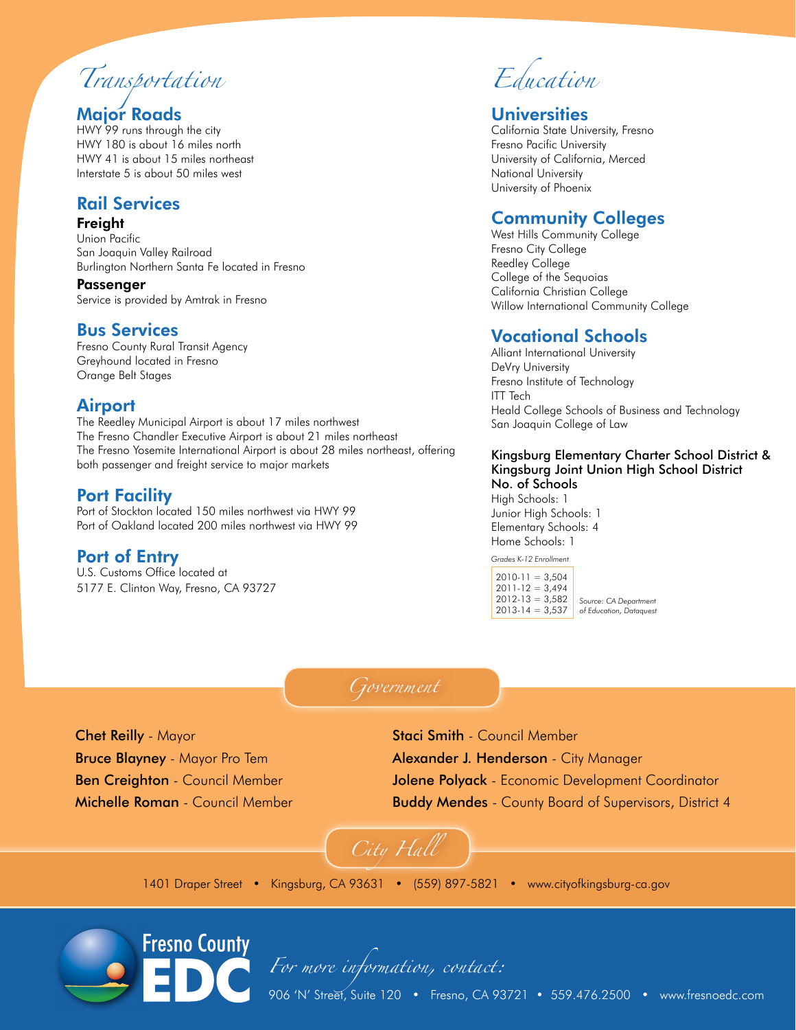# Transportation

## Major Roads

HWY 99 runs through the city
HWY 180 is about 16 miles north
HWY 41 is about 15 miles northeast
Interstate 5 is about 50 miles west

## Rail Services

### Freight

Union Pacific
San Joaquin Valley Railroad
Burlington Northern Santa Fe located in Fresno

### Passenger

Service is provided by Amtrak in Fresno

## Bus Services

Fresno County Rural Transit Agency
Greyhound located in Fresno
Orange Belt Stages

## Airport

The Reedley Municipal Airport is about 17 miles northwest
The Fresno Chandler Executive Airport is about 21 miles northeast
The Fresno Yosemite International Airport is about 28 miles northeast, offering both passenger and freight service to major markets

## Port Facility

Port of Stockton located 150 miles northwest via HWY 99
Port of Oakland located 200 miles northwest via HWY 99

## Port of Entry

U.S. Customs Office located at
5177 E. Clinton Way, Fresno, CA 93727

# Education

## Universities

California State University, Fresno
Fresno Pacific University
University of California, Merced
National University
University of Phoenix

## Community Colleges

West Hills Community College
Fresno City College
Reedley College
College of the Sequoias
California Christian College
Willow International Community College

## Vocational Schools

Alliant International University
DeVry University
Fresno Institute of Technology
ITT Tech
Heald College Schools of Business and Technology
San Joaquin College of Law

### Kingsburg Elementary Charter School District & Kingsburg Joint Union High School District

### No. of Schools

High Schools: 1
Junior High Schools: 1
Elementary Schools: 4
Home Schools: 1

*Grades K-12 Enrollment*

| |
|---|
| 2010-11 = 3,504 |
| 2011-12 = 3,494 |
| 2012-13 = 3,582 |
| 2013-14 = 3,537 |

*Source: CA Department of Education, Dataquest*

# Government

**Chet Reilly** - Mayor
**Bruce Blayney** - Mayor Pro Tem
**Ben Creighton** - Council Member
**Michelle Roman** - Council Member
**Staci Smith** - Council Member
**Alexander J. Henderson** - City Manager
**Jolene Polyack** - Economic Development Coordinator
**Buddy Mendes** - County Board of Supervisors, District 4

# City Hall

1401 Draper Street • Kingsburg, CA 93631 • (559) 897-5821 • www.cityofkingsburg-ca.gov

Fresno County EDC

*For more information, contact:*

906 'N' Street, Suite 120 • Fresno, CA 93721 • 559.476.2500 • www.fresnoedc.com